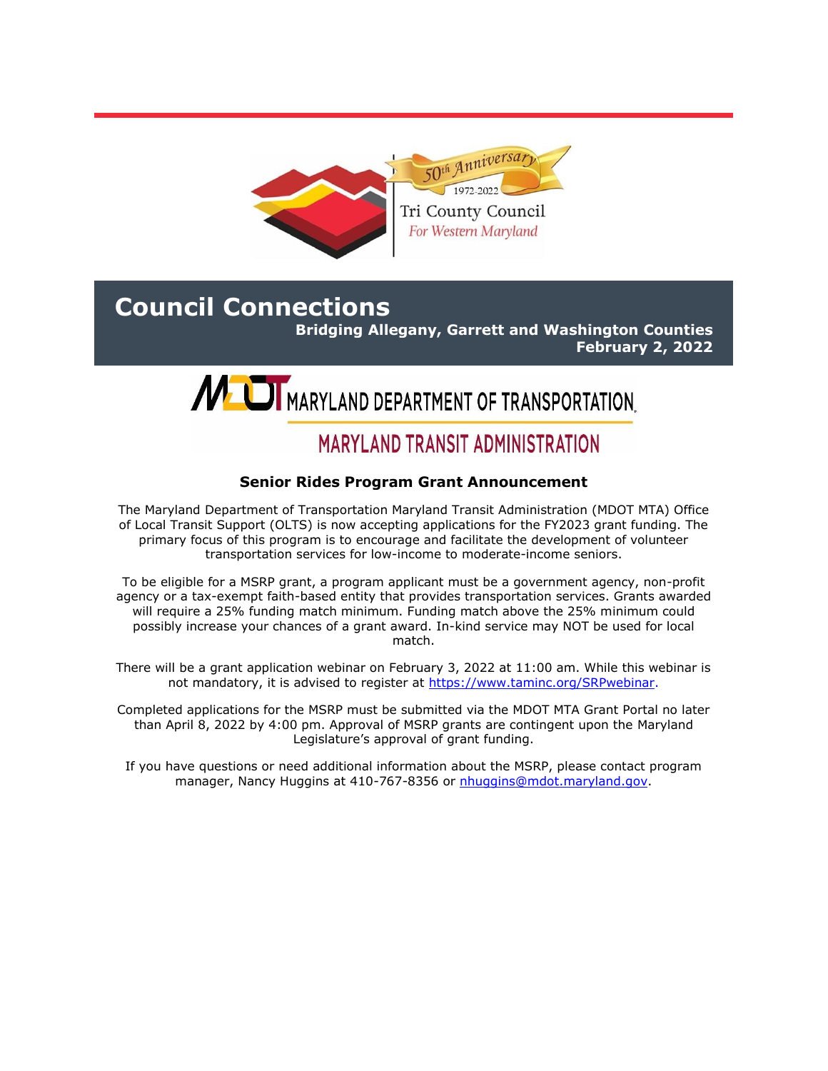50th Anniversary

1972-2022

Tri County Council

*For Western Maryland*

# Council Connections

**Bridging Allegany, Garrett and Washington Counties**

**February 2, 2022**

MDOT MARYLAND DEPARTMENT OF TRANSPORTATION

MARYLAND TRANSIT ADMINISTRATION

### Senior Rides Program Grant Announcement

The Maryland Department of Transportation Maryland Transit Administration (MDOT MTA) Office of Local Transit Support (OLTS) is now accepting applications for the FY2023 grant funding. The primary focus of this program is to encourage and facilitate the development of volunteer transportation services for low-income to moderate-income seniors.

To be eligible for a MSRP grant, a program applicant must be a government agency, non-profit agency or a tax-exempt faith-based entity that provides transportation services. Grants awarded will require a 25% funding match minimum. Funding match above the 25% minimum could possibly increase your chances of a grant award. In-kind service may NOT be used for local match.

There will be a grant application webinar on February 3, 2022 at 11:00 am. While this webinar is not mandatory, it is advised to register at https://www.taminc.org/SRPwebinar.

Completed applications for the MSRP must be submitted via the MDOT MTA Grant Portal no later than April 8, 2022 by 4:00 pm. Approval of MSRP grants are contingent upon the Maryland Legislature's approval of grant funding.

If you have questions or need additional information about the MSRP, please contact program manager, Nancy Huggins at 410-767-8356 or nhuggins@mdot.maryland.gov.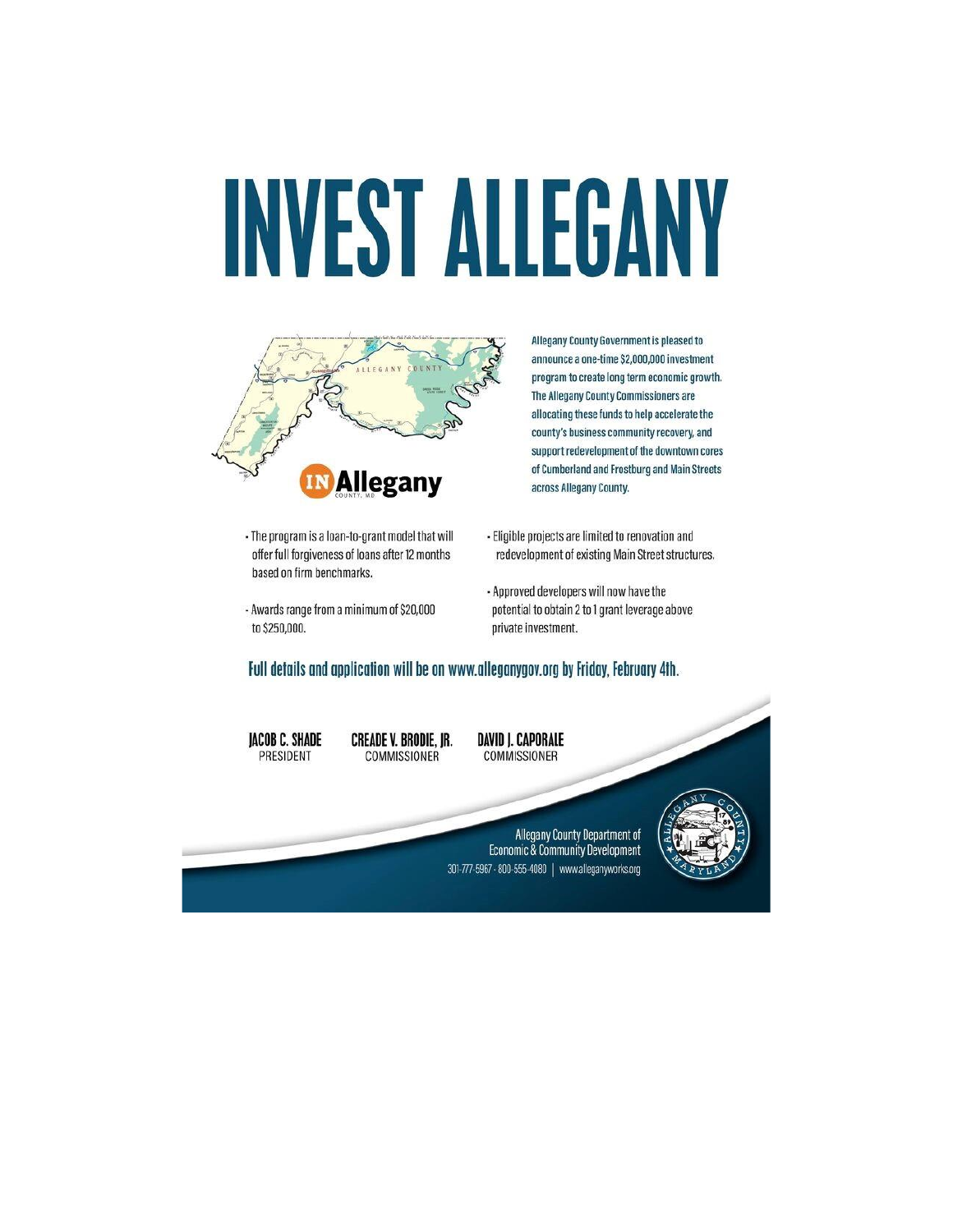# INVEST ALLEGANY

IN Allegany
COUNTY, MD

Allegany County Government is pleased to announce a one-time $2,000,000 investment program to create long term economic growth. The Allegany County Commissioners are allocating these funds to help accelerate the county's business community recovery, and support redevelopment of the downtown cores of Cumberland and Frostburg and Main Streets across Allegany County.

- The program is a loan-to-grant model that will offer full forgiveness of loans after 12 months based on firm benchmarks.
- Awards range from a minimum of $20,000 to $250,000.
- Eligible projects are limited to renovation and redevelopment of existing Main Street structures.
- Approved developers will now have the potential to obtain 2 to 1 grant leverage above private investment.

**Full details and application will be on www.alleganygov.org by Friday, February 4th.**

**JACOB C. SHADE**
PRESIDENT

**CREADE V. BRODIE, JR.**
COMMISSIONER

**DAVID J. CAPORALE**
COMMISSIONER

Allegany County Department of Economic & Community Development
301-777-5967 · 800-555-4080 | www.alleganyworks.org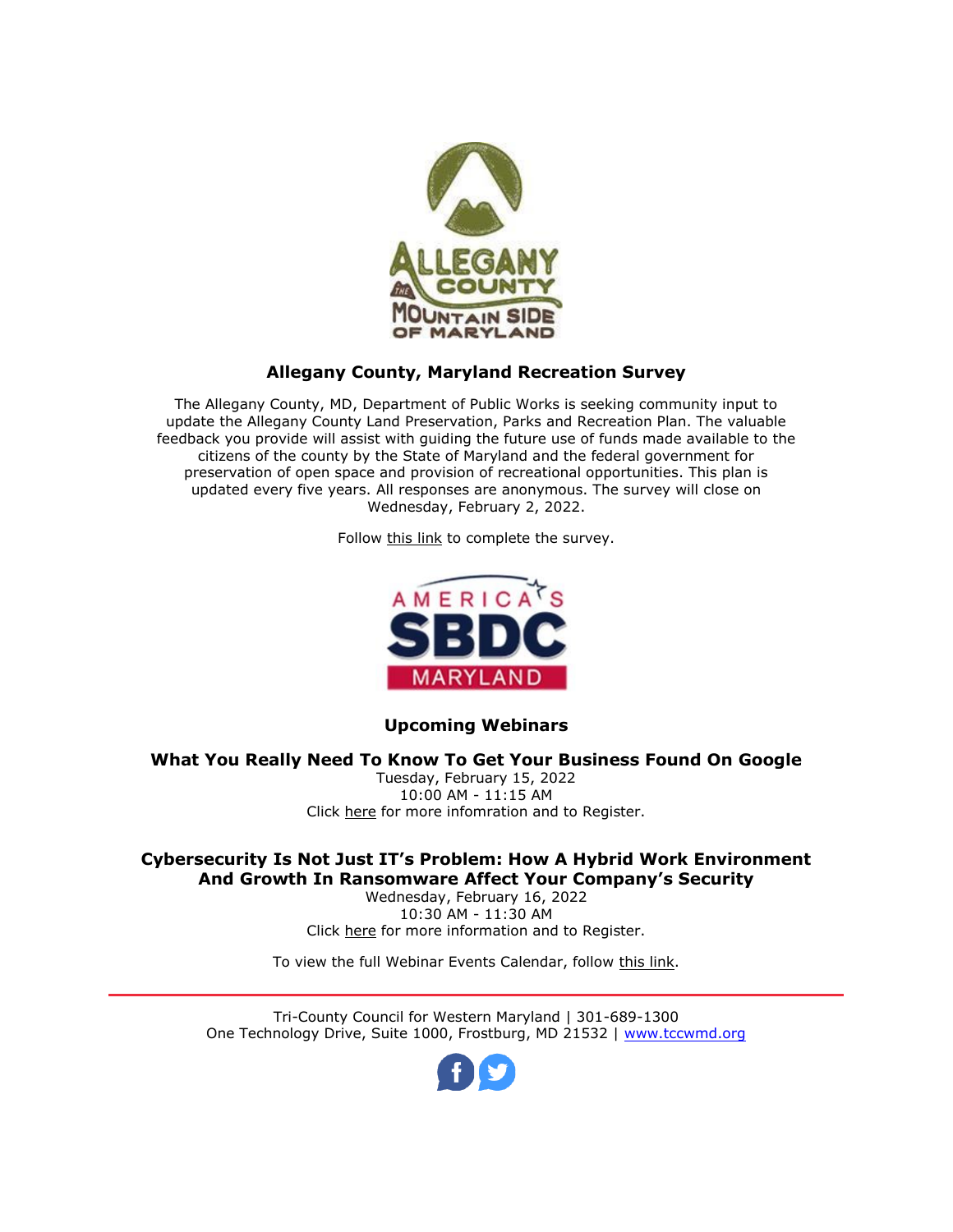**Allegany County, Maryland Recreation Survey**

The Allegany County, MD, Department of Public Works is seeking community input to update the Allegany County Land Preservation, Parks and Recreation Plan. The valuable feedback you provide will assist with guiding the future use of funds made available to the citizens of the county by the State of Maryland and the federal government for preservation of open space and provision of recreational opportunities. This plan is updated every five years. All responses are anonymous. The survey will close on Wednesday, February 2, 2022.

Follow this link to complete the survey.

**Upcoming Webinars**

**What You Really Need To Know To Get Your Business Found On Google**
Tuesday, February 15, 2022
10:00 AM - 11:15 AM
Click here for more infomration and to Register.

**Cybersecurity Is Not Just IT's Problem: How A Hybrid Work Environment And Growth In Ransomware Affect Your Company's Security**
Wednesday, February 16, 2022
10:30 AM - 11:30 AM
Click here for more information and to Register.

To view the full Webinar Events Calendar, follow this link.

---

Tri-County Council for Western Maryland | 301-689-1300
One Technology Drive, Suite 1000, Frostburg, MD 21532 | www.tccwmd.org